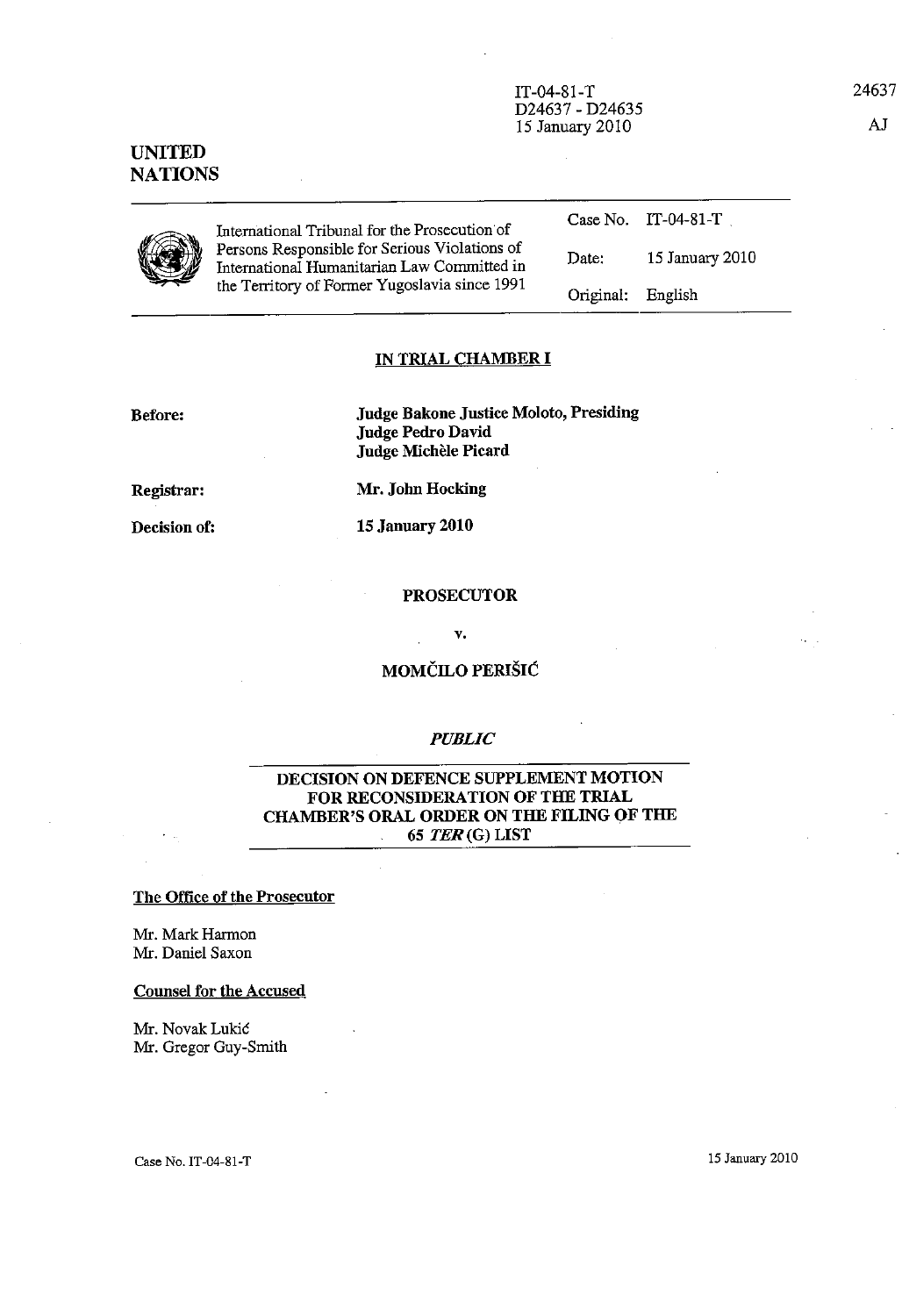IT-04-81-T
D24637 - D24635
15 January 2010

24637

AJ

**UNITED NATIONS**

| International Tribunal for the Prosecution of Persons Responsible for Serious Violations of International Humanitarian Law Committed in the Territory of Former Yugoslavia since 1991 | Case No. | IT-04-81-T |
|---|---|---|
| | Date: | 15 January 2010 |
| | Original: | English |

## IN TRIAL CHAMBER I

**Before:** **Judge Bakone Justice Moloto, Presiding**
**Judge Pedro David**
**Judge Michèle Picard**

**Registrar:** **Mr. John Hocking**

**Decision of:** **15 January 2010**

**PROSECUTOR**

**v.**

**MOMČILO PERIŠIĆ**

***PUBLIC***

## DECISION ON DEFENCE SUPPLEMENT MOTION FOR RECONSIDERATION OF THE TRIAL CHAMBER'S ORAL ORDER ON THE FILING OF THE 65 *TER* (G) LIST

**The Office of the Prosecutor**

Mr. Mark Harmon
Mr. Daniel Saxon

**Counsel for the Accused**

Mr. Novak Lukić
Mr. Gregor Guy-Smith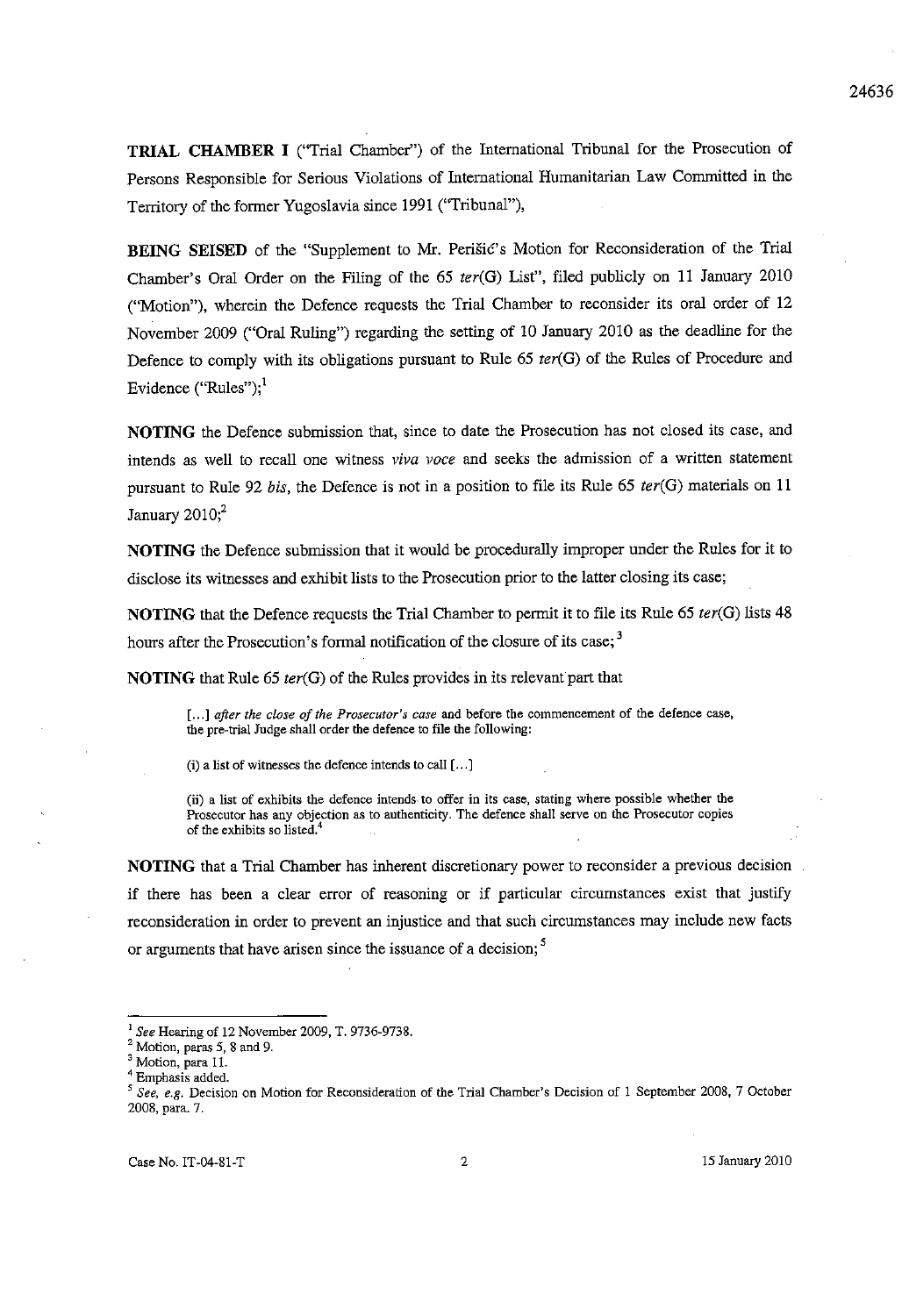**TRIAL CHAMBER I** ("Trial Chamber") of the International Tribunal for the Prosecution of Persons Responsible for Serious Violations of International Humanitarian Law Committed in the Territory of the former Yugoslavia since 1991 ("Tribunal"),

**BEING SEISED** of the "Supplement to Mr. Perišić's Motion for Reconsideration of the Trial Chamber's Oral Order on the Filing of the 65 *ter*(G) List", filed publicly on 11 January 2010 ("Motion"), wherein the Defence requests the Trial Chamber to reconsider its oral order of 12 November 2009 ("Oral Ruling") regarding the setting of 10 January 2010 as the deadline for the Defence to comply with its obligations pursuant to Rule 65 *ter*(G) of the Rules of Procedure and Evidence ("Rules");[1]

**NOTING** the Defence submission that, since to date the Prosecution has not closed its case, and intends as well to recall one witness *viva voce* and seeks the admission of a written statement pursuant to Rule 92 *bis*, the Defence is not in a position to file its Rule 65 *ter*(G) materials on 11 January 2010;[2]

**NOTING** the Defence submission that it would be procedurally improper under the Rules for it to disclose its witnesses and exhibit lists to the Prosecution prior to the latter closing its case;

**NOTING** that the Defence requests the Trial Chamber to permit it to file its Rule 65 *ter*(G) lists 48 hours after the Prosecution's formal notification of the closure of its case;[3]

**NOTING** that Rule 65 *ter*(G) of the Rules provides in its relevant part that

> [...] *after the close of the Prosecutor's case* and before the commencement of the defence case, the pre-trial Judge shall order the defence to file the following:
>
> (i) a list of witnesses the defence intends to call [...]
>
> (ii) a list of exhibits the defence intends to offer in its case, stating where possible whether the Prosecutor has any objection as to authenticity. The defence shall serve on the Prosecutor copies of the exhibits so listed.[4]

**NOTING** that a Trial Chamber has inherent discretionary power to reconsider a previous decision if there has been a clear error of reasoning or if particular circumstances exist that justify reconsideration in order to prevent an injustice and that such circumstances may include new facts or arguments that have arisen since the issuance of a decision;[5]

---

[1] *See* Hearing of 12 November 2009, T. 9736-9738.

[2] Motion, paras 5, 8 and 9.

[3] Motion, para 11.

[4] Emphasis added.

[5] *See, e.g.* Decision on Motion for Reconsideration of the Trial Chamber's Decision of 1 September 2008, 7 October 2008, para. 7.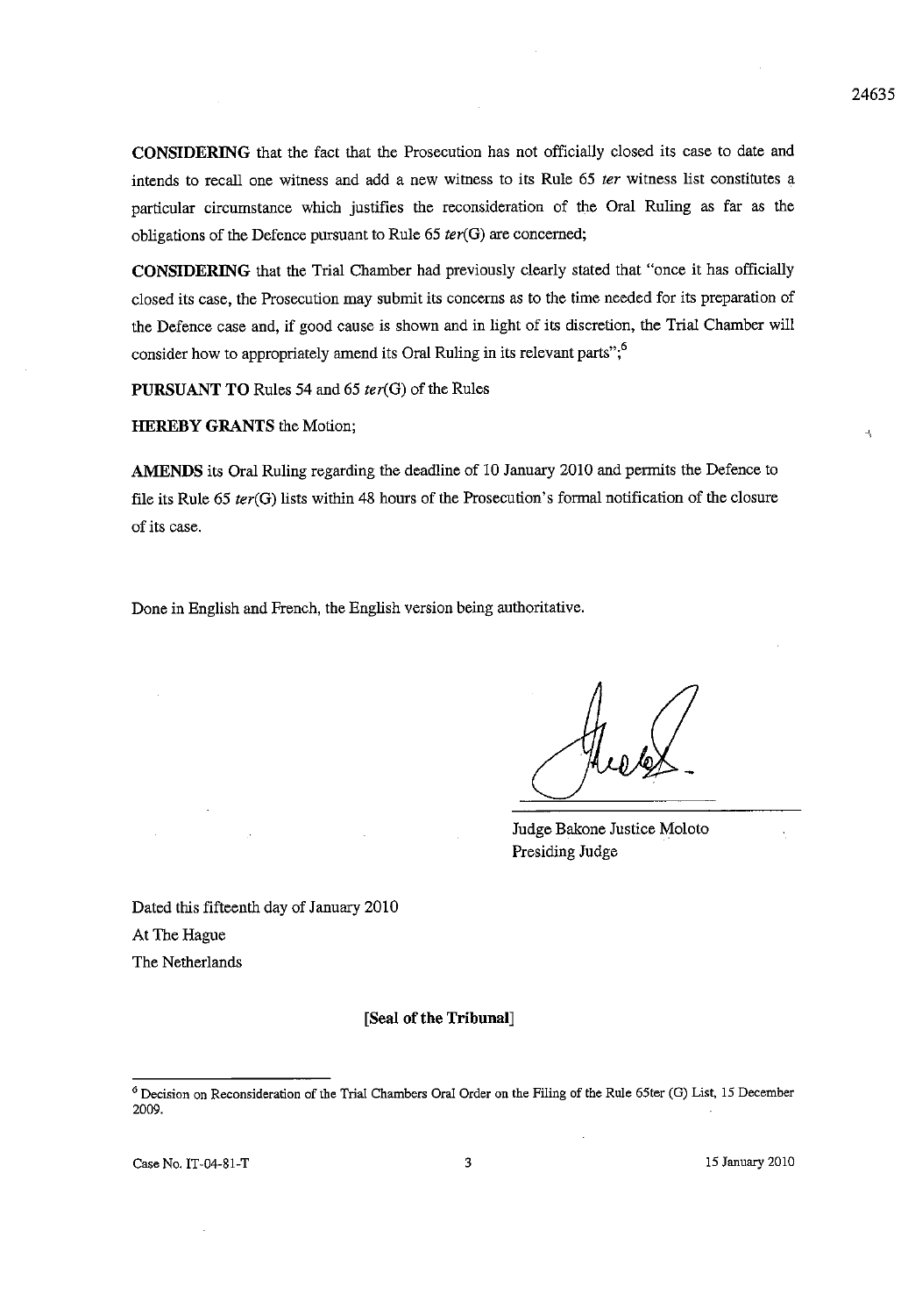**CONSIDERING** that the fact that the Prosecution has not officially closed its case to date and intends to recall one witness and add a new witness to its Rule 65 *ter* witness list constitutes a particular circumstance which justifies the reconsideration of the Oral Ruling as far as the obligations of the Defence pursuant to Rule 65 *ter*(G) are concerned;

**CONSIDERING** that the Trial Chamber had previously clearly stated that "once it has officially closed its case, the Prosecution may submit its concerns as to the time needed for its preparation of the Defence case and, if good cause is shown and in light of its discretion, the Trial Chamber will consider how to appropriately amend its Oral Ruling in its relevant parts";[6]

**PURSUANT TO** Rules 54 and 65 *ter*(G) of the Rules

**HEREBY GRANTS** the Motion;

**AMENDS** its Oral Ruling regarding the deadline of 10 January 2010 and permits the Defence to file its Rule 65 *ter*(G) lists within 48 hours of the Prosecution's formal notification of the closure of its case.

Done in English and French, the English version being authoritative.

Judge Bakone Justice Moloto
Presiding Judge

Dated this fifteenth day of January 2010
At The Hague
The Netherlands

**[Seal of the Tribunal]**

---

[6] Decision on Reconsideration of the Trial Chambers Oral Order on the Filing of the Rule 65ter (G) List, 15 December 2009.